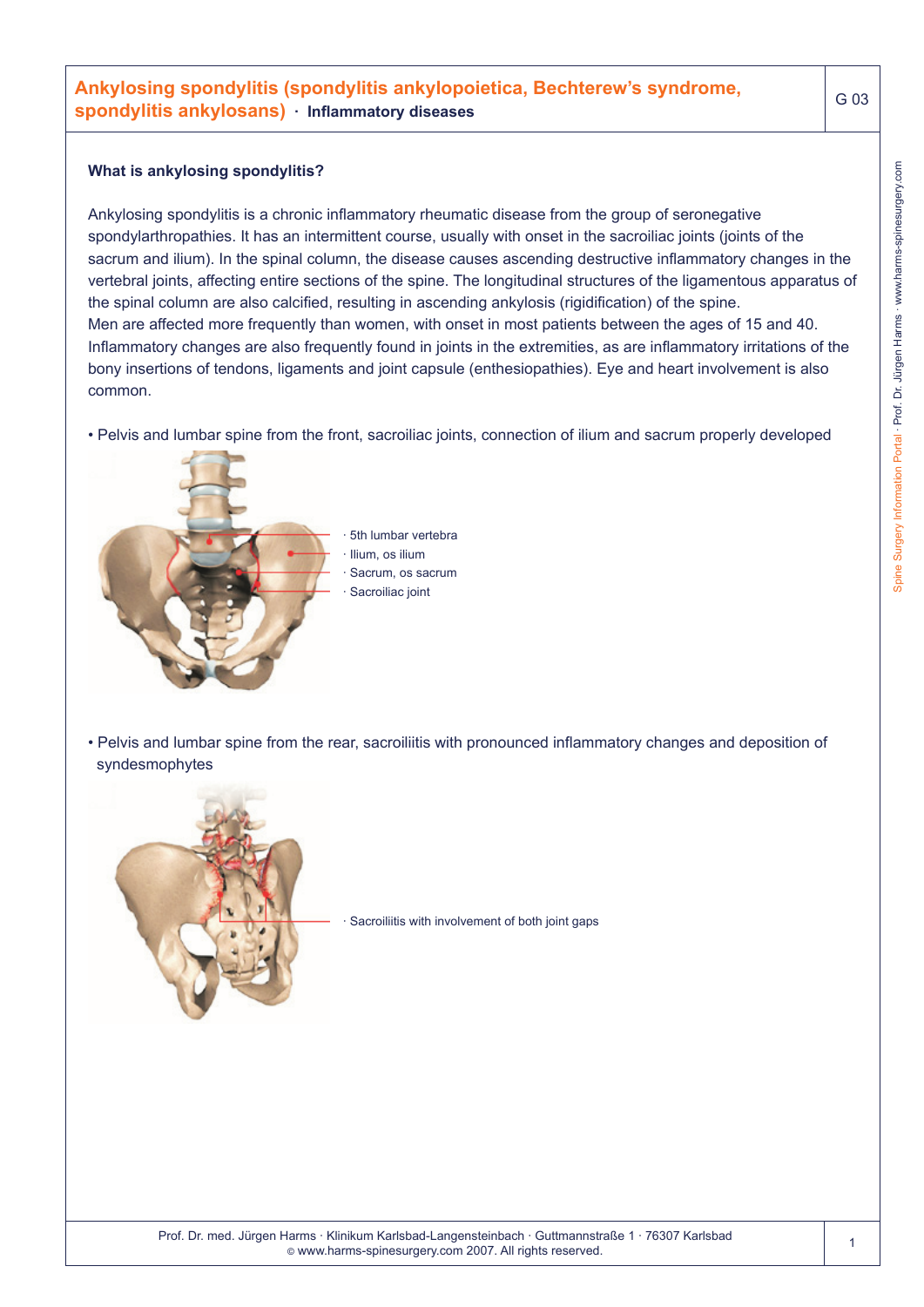# Ankylosing spondylitis (spondylitis ankylopoietica, Bechterew's syndrome, spondylitis ankylosans) · Inflammatory diseases

G 03

**What is ankylosing spondylitis?**

Ankylosing spondylitis is a chronic inflammatory rheumatic disease from the group of seronegative spondylarthropathies. It has an intermittent course, usually with onset in the sacroiliac joints (joints of the sacrum and ilium). In the spinal column, the disease causes ascending destructive inflammatory changes in the vertebral joints, affecting entire sections of the spine. The longitudinal structures of the ligamentous apparatus of the spinal column are also calcified, resulting in ascending ankylosis (rigidification) of the spine.
Men are affected more frequently than women, with onset in most patients between the ages of 15 and 40. Inflammatory changes are also frequently found in joints in the extremities, as are inflammatory irritations of the bony insertions of tendons, ligaments and joint capsule (enthesiopathies). Eye and heart involvement is also common.

- Pelvis and lumbar spine from the front, sacroiliac joints, connection of ilium and sacrum properly developed

· 5th lumbar vertebra
· Ilium, os ilium
· Sacrum, os sacrum
· Sacroiliac joint

- Pelvis and lumbar spine from the rear, sacroiliitis with pronounced inflammatory changes and deposition of syndesmophytes

· Sacroiliitis with involvement of both joint gaps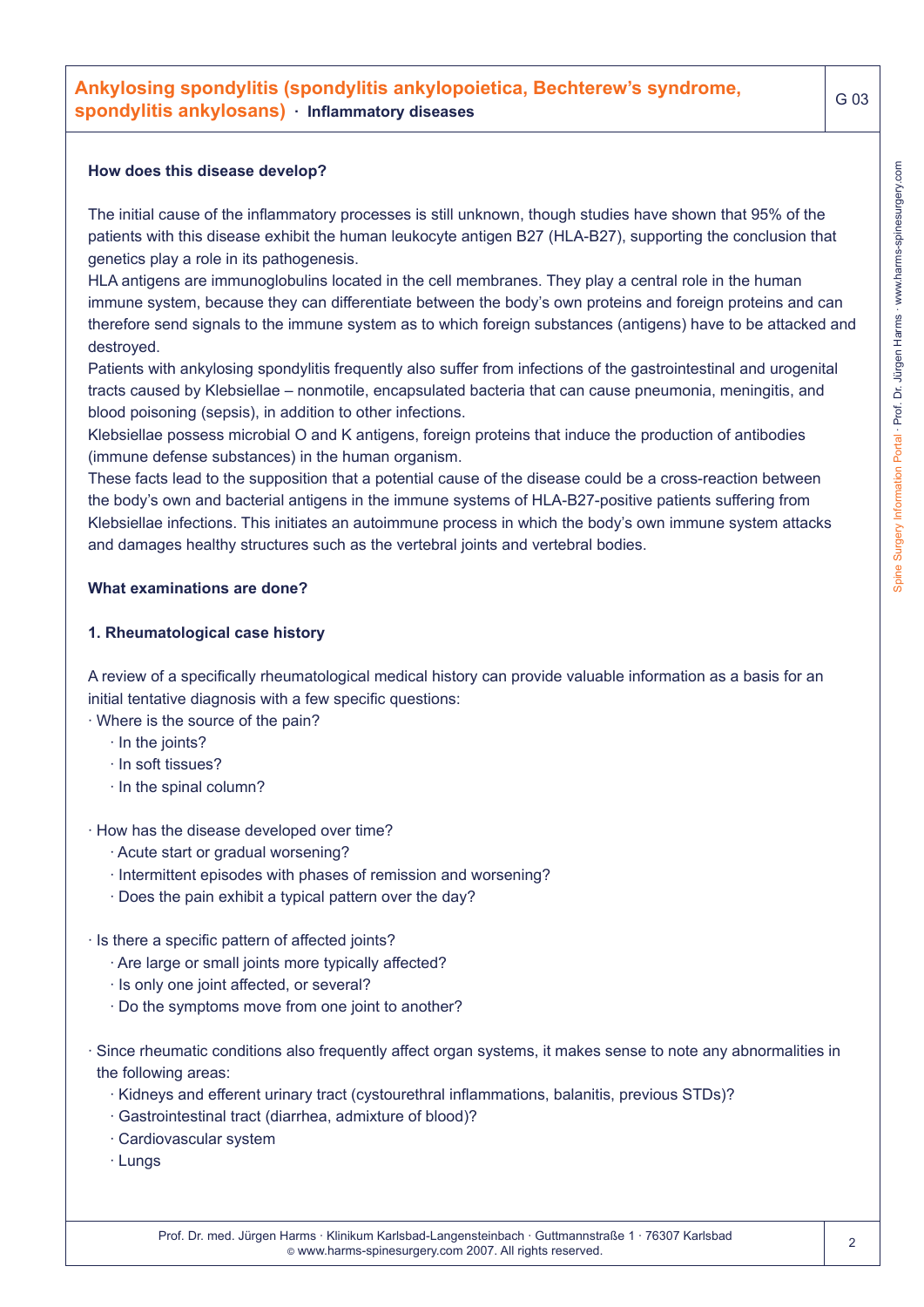**How does this disease develop?**

The initial cause of the inflammatory processes is still unknown, though studies have shown that 95% of the patients with this disease exhibit the human leukocyte antigen B27 (HLA-B27), supporting the conclusion that genetics play a role in its pathogenesis.

HLA antigens are immunoglobulins located in the cell membranes. They play a central role in the human immune system, because they can differentiate between the body's own proteins and foreign proteins and can therefore send signals to the immune system as to which foreign substances (antigens) have to be attacked and destroyed.

Patients with ankylosing spondylitis frequently also suffer from infections of the gastrointestinal and urogenital tracts caused by Klebsiellae – nonmotile, encapsulated bacteria that can cause pneumonia, meningitis, and blood poisoning (sepsis), in addition to other infections.

Klebsiellae possess microbial O and K antigens, foreign proteins that induce the production of antibodies (immune defense substances) in the human organism.

These facts lead to the supposition that a potential cause of the disease could be a cross-reaction between the body's own and bacterial antigens in the immune systems of HLA-B27-positive patients suffering from Klebsiellae infections. This initiates an autoimmune process in which the body's own immune system attacks and damages healthy structures such as the vertebral joints and vertebral bodies.

**What examinations are done?**

**1. Rheumatological case history**

A review of a specifically rheumatological medical history can provide valuable information as a basis for an initial tentative diagnosis with a few specific questions:

- Where is the source of the pain?
  - In the joints?
  - In soft tissues?
  - In the spinal column?

- How has the disease developed over time?
  - Acute start or gradual worsening?
  - Intermittent episodes with phases of remission and worsening?
  - Does the pain exhibit a typical pattern over the day?

- Is there a specific pattern of affected joints?
  - Are large or small joints more typically affected?
  - Is only one joint affected, or several?
  - Do the symptoms move from one joint to another?

- Since rheumatic conditions also frequently affect organ systems, it makes sense to note any abnormalities in the following areas:
  - Kidneys and efferent urinary tract (cystourethral inflammations, balanitis, previous STDs)?
  - Gastrointestinal tract (diarrhea, admixture of blood)?
  - Cardiovascular system
  - Lungs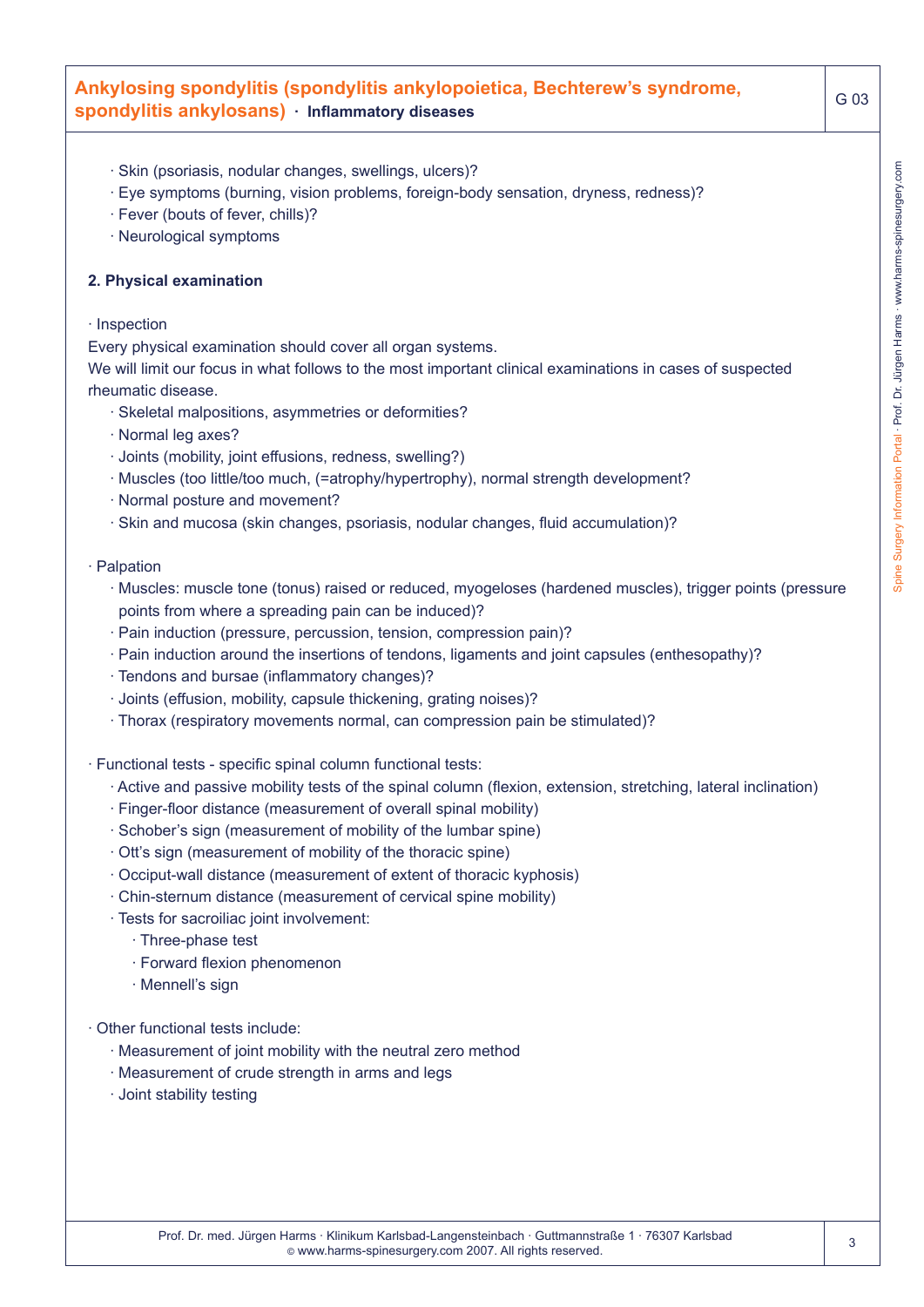- Skin (psoriasis, nodular changes, swellings, ulcers)?
- Eye symptoms (burning, vision problems, foreign-body sensation, dryness, redness)?
- Fever (bouts of fever, chills)?
- Neurological symptoms

### 2. Physical examination

- Inspection

Every physical examination should cover all organ systems.
We will limit our focus in what follows to the most important clinical examinations in cases of suspected rheumatic disease.

- Skeletal malpositions, asymmetries or deformities?
- Normal leg axes?
- Joints (mobility, joint effusions, redness, swelling?)
- Muscles (too little/too much, (=atrophy/hypertrophy), normal strength development?
- Normal posture and movement?
- Skin and mucosa (skin changes, psoriasis, nodular changes, fluid accumulation)?

- Palpation
  - Muscles: muscle tone (tonus) raised or reduced, myogeloses (hardened muscles), trigger points (pressure points from where a spreading pain can be induced)?
  - Pain induction (pressure, percussion, tension, compression pain)?
  - Pain induction around the insertions of tendons, ligaments and joint capsules (enthesopathy)?
  - Tendons and bursae (inflammatory changes)?
  - Joints (effusion, mobility, capsule thickening, grating noises)?
  - Thorax (respiratory movements normal, can compression pain be stimulated)?

- Functional tests - specific spinal column functional tests:
  - Active and passive mobility tests of the spinal column (flexion, extension, stretching, lateral inclination)
  - Finger-floor distance (measurement of overall spinal mobility)
  - Schober's sign (measurement of mobility of the lumbar spine)
  - Ott's sign (measurement of mobility of the thoracic spine)
  - Occiput-wall distance (measurement of extent of thoracic kyphosis)
  - Chin-sternum distance (measurement of cervical spine mobility)
  - Tests for sacroiliac joint involvement:
    - Three-phase test
    - Forward flexion phenomenon
    - Mennell's sign

- Other functional tests include:
  - Measurement of joint mobility with the neutral zero method
  - Measurement of crude strength in arms and legs
  - Joint stability testing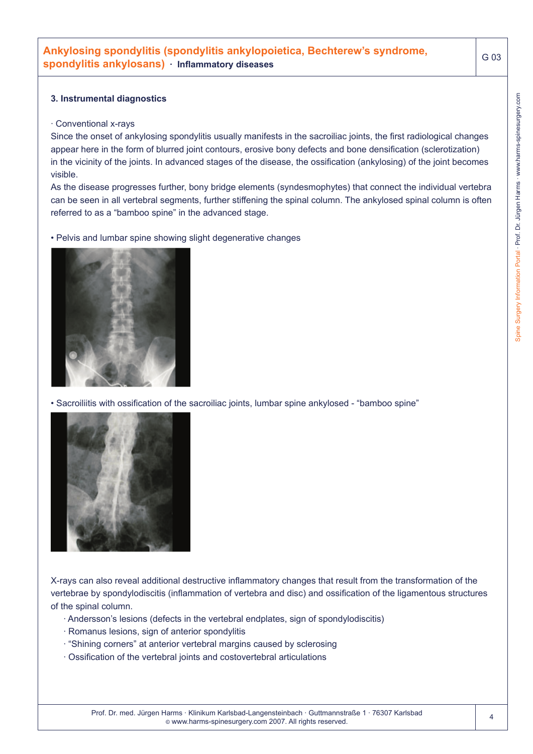### 3. Instrumental diagnostics

· Conventional x-rays

Since the onset of ankylosing spondylitis usually manifests in the sacroiliac joints, the first radiological changes appear here in the form of blurred joint contours, erosive bony defects and bone densification (sclerotization) in the vicinity of the joints. In advanced stages of the disease, the ossification (ankylosing) of the joint becomes visible.

As the disease progresses further, bony bridge elements (syndesmophytes) that connect the individual vertebra can be seen in all vertebral segments, further stiffening the spinal column. The ankylosed spinal column is often referred to as a "bamboo spine" in the advanced stage.

- Pelvis and lumbar spine showing slight degenerative changes

- Sacroiliitis with ossification of the sacroiliac joints, lumbar spine ankylosed - "bamboo spine"

X-rays can also reveal additional destructive inflammatory changes that result from the transformation of the vertebrae by spondylodiscitis (inflammation of vertebra and disc) and ossification of the ligamentous structures of the spinal column.

- Andersson's lesions (defects in the vertebral endplates, sign of spondylodiscitis)
- Romanus lesions, sign of anterior spondylitis
- "Shining corners" at anterior vertebral margins caused by sclerosing
- Ossification of the vertebral joints and costovertebral articulations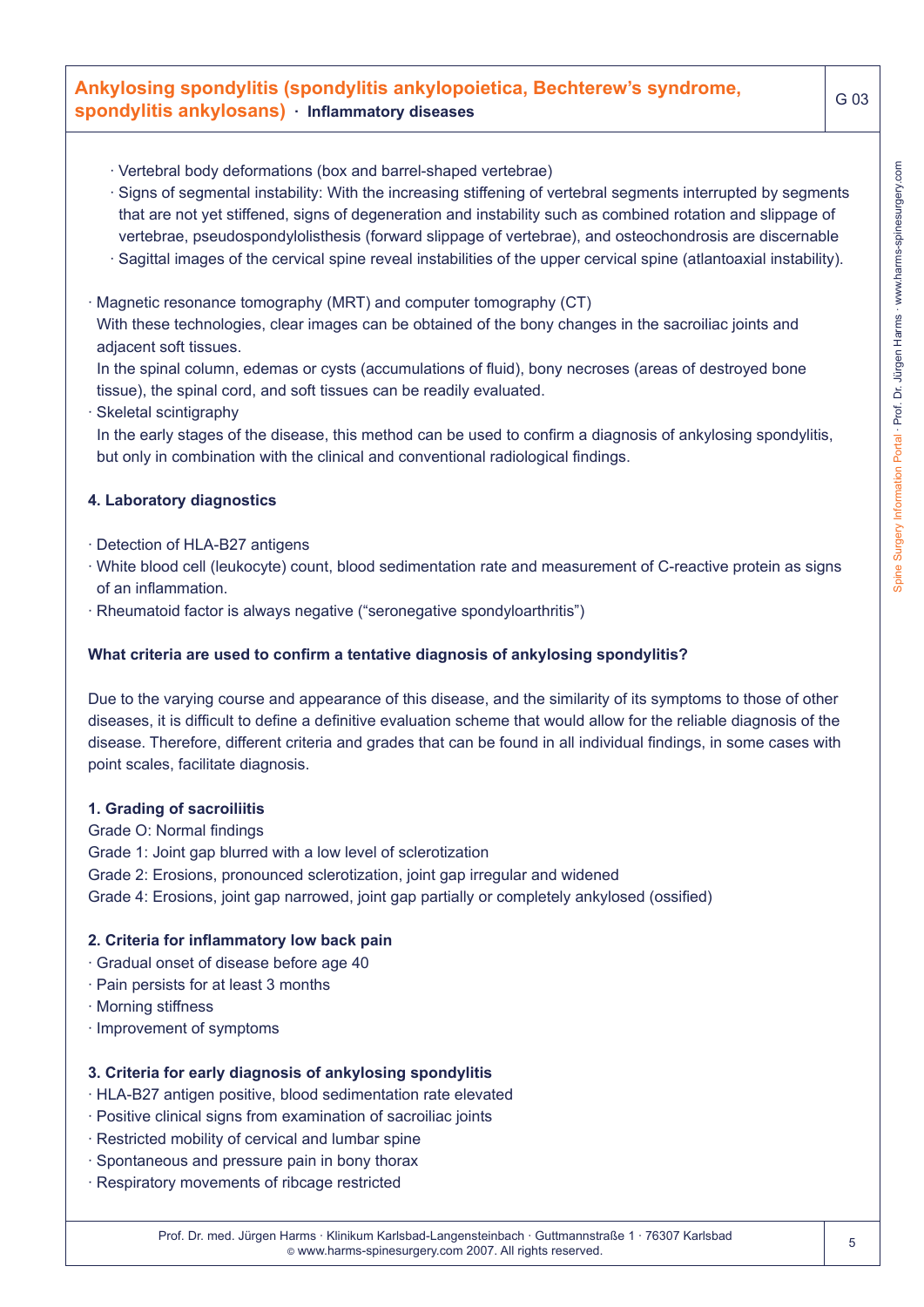- Vertebral body deformations (box and barrel-shaped vertebrae)
  - Signs of segmental instability: With the increasing stiffening of vertebral segments interrupted by segments that are not yet stiffened, signs of degeneration and instability such as combined rotation and slippage of vertebrae, pseudospondylolisthesis (forward slippage of vertebrae), and osteochondrosis are discernable
  - Sagittal images of the cervical spine reveal instabilities of the upper cervical spine (atlantoaxial instability).

- Magnetic resonance tomography (MRT) and computer tomography (CT)
  With these technologies, clear images can be obtained of the bony changes in the sacroiliac joints and adjacent soft tissues.
  In the spinal column, edemas or cysts (accumulations of fluid), bony necroses (areas of destroyed bone tissue), the spinal cord, and soft tissues can be readily evaluated.
- Skeletal scintigraphy
  In the early stages of the disease, this method can be used to confirm a diagnosis of ankylosing spondylitis, but only in combination with the clinical and conventional radiological findings.

**4. Laboratory diagnostics**

- Detection of HLA-B27 antigens
- White blood cell (leukocyte) count, blood sedimentation rate and measurement of C-reactive protein as signs of an inflammation.
- Rheumatoid factor is always negative ("seronegative spondyloarthritis")

**What criteria are used to confirm a tentative diagnosis of ankylosing spondylitis?**

Due to the varying course and appearance of this disease, and the similarity of its symptoms to those of other diseases, it is difficult to define a definitive evaluation scheme that would allow for the reliable diagnosis of the disease. Therefore, different criteria and grades that can be found in all individual findings, in some cases with point scales, facilitate diagnosis.

**1. Grading of sacroiliitis**
Grade O: Normal findings
Grade 1: Joint gap blurred with a low level of sclerotization
Grade 2: Erosions, pronounced sclerotization, joint gap irregular and widened
Grade 4: Erosions, joint gap narrowed, joint gap partially or completely ankylosed (ossified)

**2. Criteria for inflammatory low back pain**
- Gradual onset of disease before age 40
- Pain persists for at least 3 months
- Morning stiffness
- Improvement of symptoms

**3. Criteria for early diagnosis of ankylosing spondylitis**
- HLA-B27 antigen positive, blood sedimentation rate elevated
- Positive clinical signs from examination of sacroiliac joints
- Restricted mobility of cervical and lumbar spine
- Spontaneous and pressure pain in bony thorax
- Respiratory movements of ribcage restricted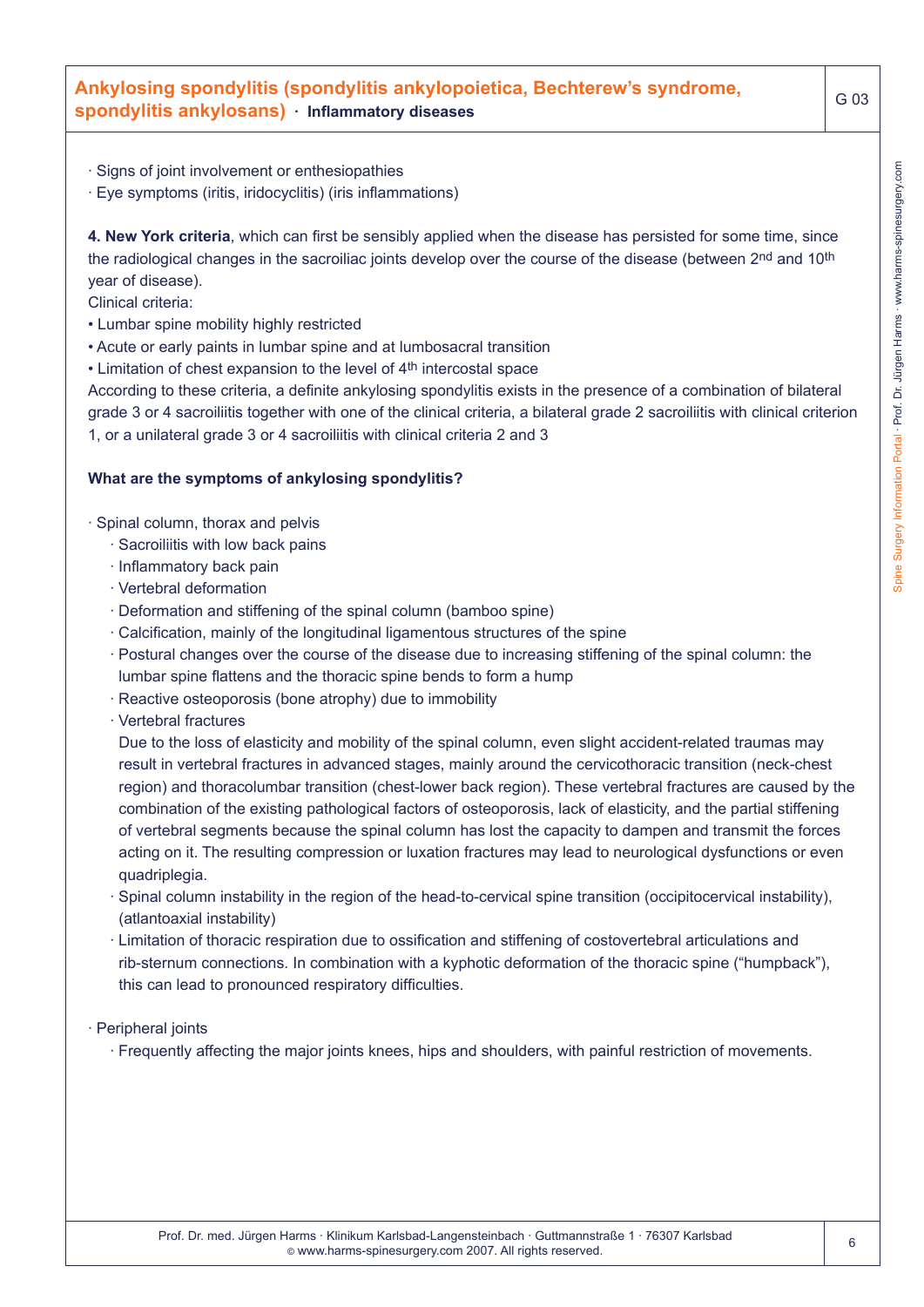· Signs of joint involvement or enthesiopathies

· Eye symptoms (iritis, iridocyclitis) (iris inflammations)

**4. New York criteria**, which can first be sensibly applied when the disease has persisted for some time, since the radiological changes in the sacroiliac joints develop over the course of the disease (between 2nd and 10th year of disease).

Clinical criteria:

- Lumbar spine mobility highly restricted
- Acute or early paints in lumbar spine and at lumbosacral transition
- Limitation of chest expansion to the level of 4th intercostal space

According to these criteria, a definite ankylosing spondylitis exists in the presence of a combination of bilateral grade 3 or 4 sacroiliitis together with one of the clinical criteria, a bilateral grade 2 sacroiliitis with clinical criterion 1, or a unilateral grade 3 or 4 sacroiliitis with clinical criteria 2 and 3

**What are the symptoms of ankylosing spondylitis?**

· Spinal column, thorax and pelvis

- · Sacroiliitis with low back pains
- · Inflammatory back pain
- · Vertebral deformation
- · Deformation and stiffening of the spinal column (bamboo spine)
- · Calcification, mainly of the longitudinal ligamentous structures of the spine
- · Postural changes over the course of the disease due to increasing stiffening of the spinal column: the lumbar spine flattens and the thoracic spine bends to form a hump
- · Reactive osteoporosis (bone atrophy) due to immobility
- · Vertebral fractures

  Due to the loss of elasticity and mobility of the spinal column, even slight accident-related traumas may result in vertebral fractures in advanced stages, mainly around the cervicothoracic transition (neck-chest region) and thoracolumbar transition (chest-lower back region). These vertebral fractures are caused by the combination of the existing pathological factors of osteoporosis, lack of elasticity, and the partial stiffening of vertebral segments because the spinal column has lost the capacity to dampen and transmit the forces acting on it. The resulting compression or luxation fractures may lead to neurological dysfunctions or even quadriplegia.
- · Spinal column instability in the region of the head-to-cervical spine transition (occipitocervical instability), (atlantoaxial instability)
- · Limitation of thoracic respiration due to ossification and stiffening of costovertebral articulations and rib-sternum connections. In combination with a kyphotic deformation of the thoracic spine ("humpback"), this can lead to pronounced respiratory difficulties.

· Peripheral joints

- · Frequently affecting the major joints knees, hips and shoulders, with painful restriction of movements.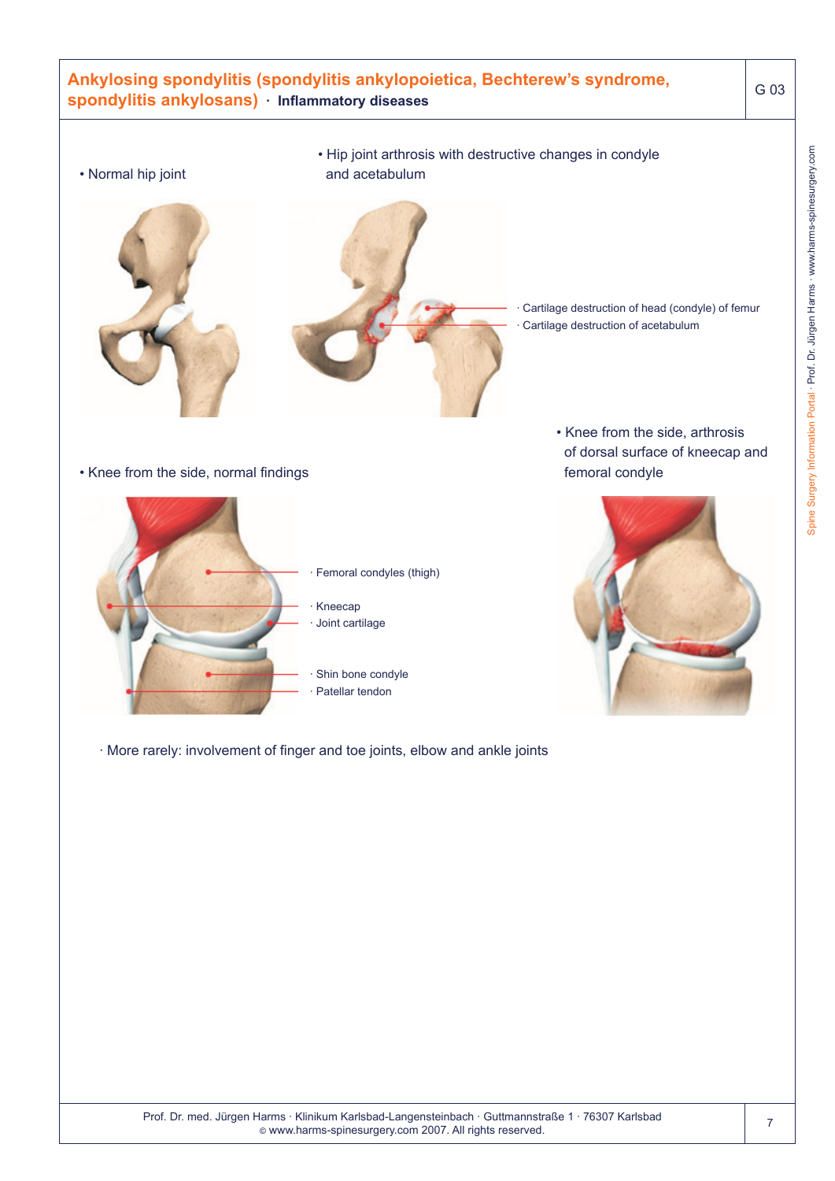# Ankylosing spondylitis (spondylitis ankylopoietica, Bechterew's syndrome, spondylitis ankylosans) · Inflammatory diseases

G 03

• Normal hip joint

• Hip joint arthrosis with destructive changes in condyle and acetabulum

· Cartilage destruction of head (condyle) of femur

· Cartilage destruction of acetabulum

• Knee from the side, normal findings

· Femoral condyles (thigh)

· Kneecap

· Joint cartilage

· Shin bone condyle

· Patellar tendon

• Knee from the side, arthrosis of dorsal surface of kneecap and femoral condyle

· More rarely: involvement of finger and toe joints, elbow and ankle joints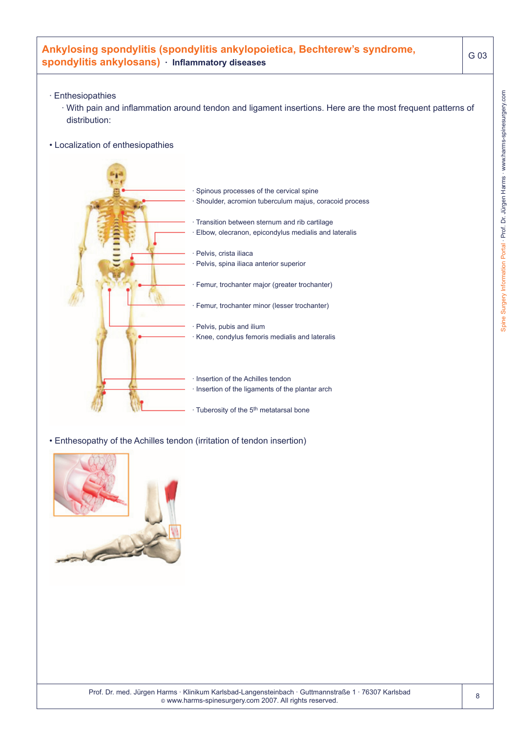# Ankylosing spondylitis (spondylitis ankylopoietica, Bechterew's syndrome, spondylitis ankylosans) · Inflammatory diseases

G 03

- Enthesiopathies
  - With pain and inflammation around tendon and ligament insertions. Here are the most frequent patterns of distribution:

- Localization of enthesiopathies

  - Spinous processes of the cervical spine
  - Shoulder, acromion tuberculum majus, coracoid process
  - Transition between sternum and rib cartilage
  - Elbow, olecranon, epicondylus medialis and lateralis
  - Pelvis, crista iliaca
  - Pelvis, spina iliaca anterior superior
  - Femur, trochanter major (greater trochanter)
  - Femur, trochanter minor (lesser trochanter)
  - Pelvis, pubis and ilium
  - Knee, condylus femoris medialis and lateralis
  - Insertion of the Achilles tendon
  - Insertion of the ligaments of the plantar arch
  - Tuberosity of the 5th metatarsal bone

- Enthesopathy of the Achilles tendon (irritation of tendon insertion)

Prof. Dr. med. Jürgen Harms · Klinikum Karlsbad-Langensteinbach · Guttmannstraße 1 · 76307 Karlsbad
© www.harms-spinesurgery.com 2007. All rights reserved.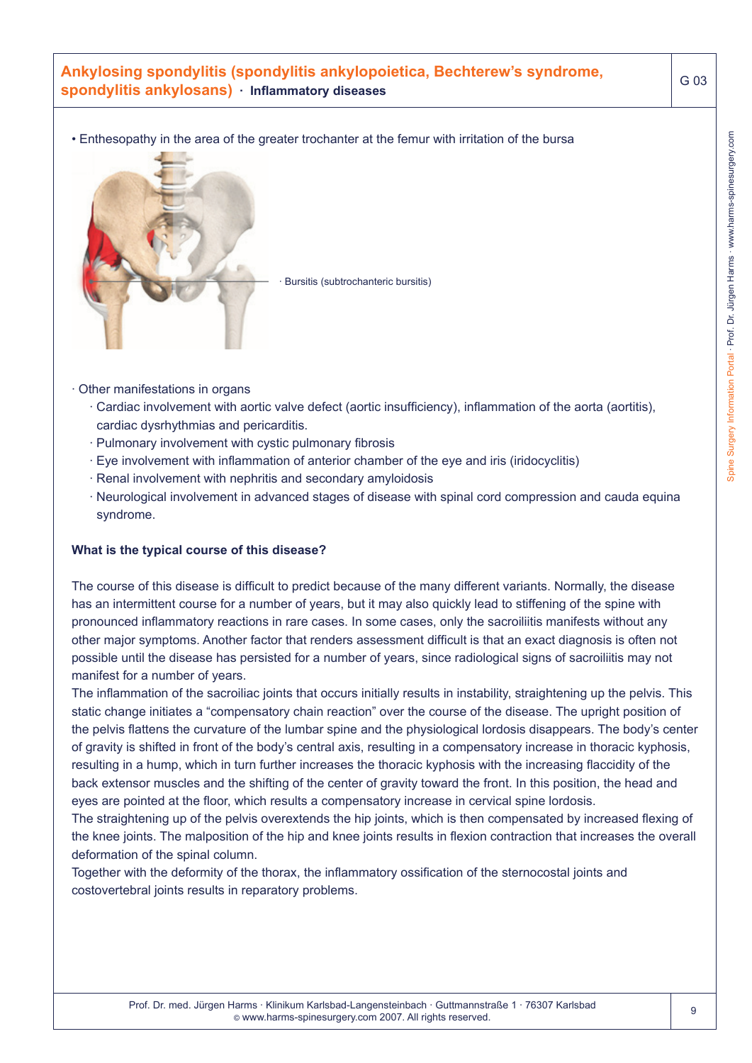- Enthesopathy in the area of the greater trochanter at the femur with irritation of the bursa

· Bursitis (subtrochanteric bursitis)

· Other manifestations in organs
  - Cardiac involvement with aortic valve defect (aortic insufficiency), inflammation of the aorta (aortitis), cardiac dysrhythmias and pericarditis.
  - Pulmonary involvement with cystic pulmonary fibrosis
  - Eye involvement with inflammation of anterior chamber of the eye and iris (iridocyclitis)
  - Renal involvement with nephritis and secondary amyloidosis
  - Neurological involvement in advanced stages of disease with spinal cord compression and cauda equina syndrome.

**What is the typical course of this disease?**

The course of this disease is difficult to predict because of the many different variants. Normally, the disease has an intermittent course for a number of years, but it may also quickly lead to stiffening of the spine with pronounced inflammatory reactions in rare cases. In some cases, only the sacroiliitis manifests without any other major symptoms. Another factor that renders assessment difficult is that an exact diagnosis is often not possible until the disease has persisted for a number of years, since radiological signs of sacroiliitis may not manifest for a number of years.
The inflammation of the sacroiliac joints that occurs initially results in instability, straightening up the pelvis. This static change initiates a "compensatory chain reaction" over the course of the disease. The upright position of the pelvis flattens the curvature of the lumbar spine and the physiological lordosis disappears. The body's center of gravity is shifted in front of the body's central axis, resulting in a compensatory increase in thoracic kyphosis, resulting in a hump, which in turn further increases the thoracic kyphosis with the increasing flaccidity of the back extensor muscles and the shifting of the center of gravity toward the front. In this position, the head and eyes are pointed at the floor, which results a compensatory increase in cervical spine lordosis.
The straightening up of the pelvis overextends the hip joints, which is then compensated by increased flexing of the knee joints. The malposition of the hip and knee joints results in flexion contraction that increases the overall deformation of the spinal column.
Together with the deformity of the thorax, the inflammatory ossification of the sternocostal joints and costovertebral joints results in reparatory problems.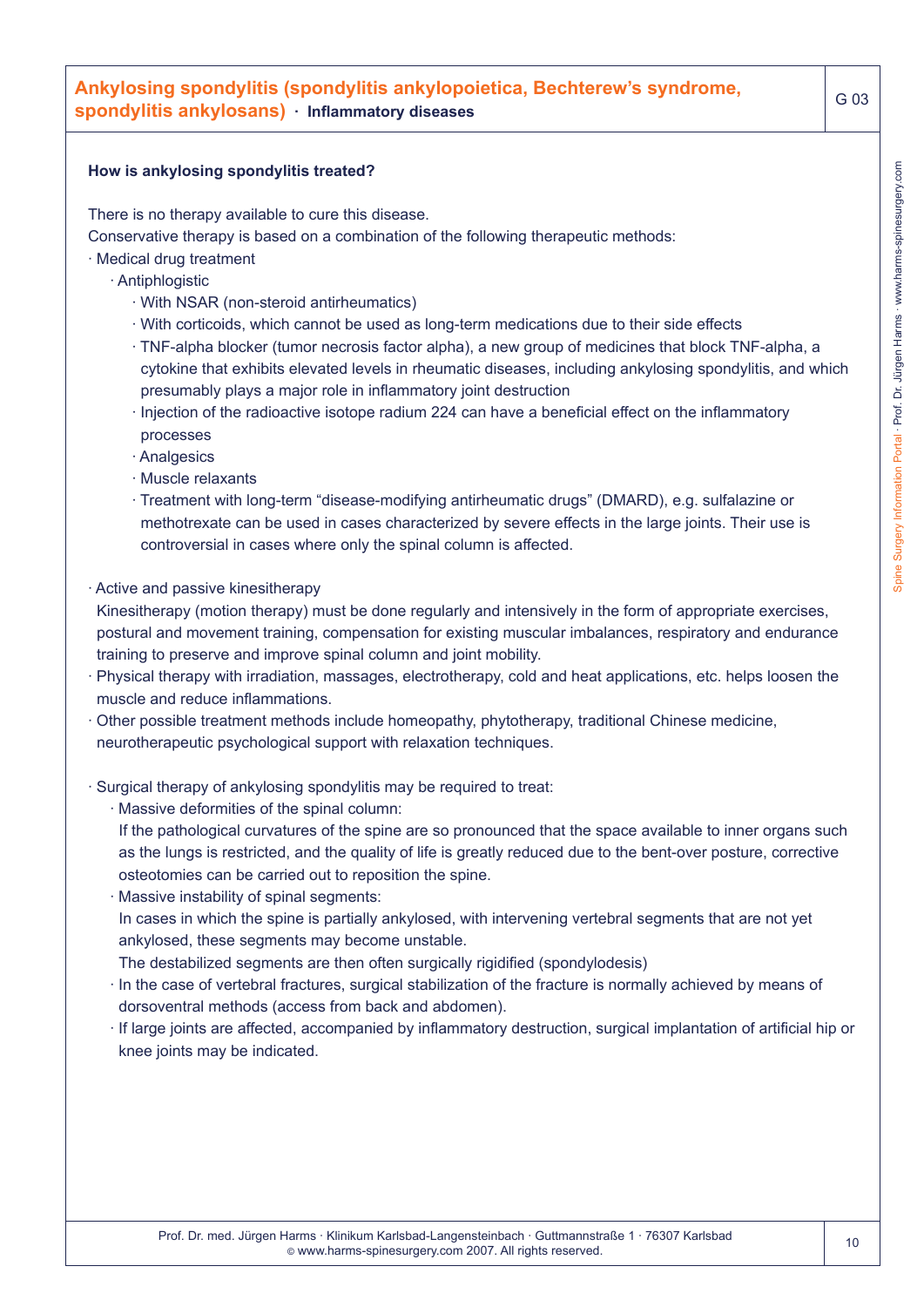## How is ankylosing spondylitis treated?

There is no therapy available to cure this disease.

Conservative therapy is based on a combination of the following therapeutic methods:

- Medical drug treatment
  - Antiphlogistic
    - With NSAR (non-steroid antirheumatics)
    - With corticoids, which cannot be used as long-term medications due to their side effects
    - TNF-alpha blocker (tumor necrosis factor alpha), a new group of medicines that block TNF-alpha, a cytokine that exhibits elevated levels in rheumatic diseases, including ankylosing spondylitis, and which presumably plays a major role in inflammatory joint destruction
    - Injection of the radioactive isotope radium 224 can have a beneficial effect on the inflammatory processes
    - Analgesics
    - Muscle relaxants
    - Treatment with long-term "disease-modifying antirheumatic drugs" (DMARD), e.g. sulfalazine or methotrexate can be used in cases characterized by severe effects in the large joints. Their use is controversial in cases where only the spinal column is affected.

- Active and passive kinesitherapy
  Kinesitherapy (motion therapy) must be done regularly and intensively in the form of appropriate exercises, postural and movement training, compensation for existing muscular imbalances, respiratory and endurance training to preserve and improve spinal column and joint mobility.
- Physical therapy with irradiation, massages, electrotherapy, cold and heat applications, etc. helps loosen the muscle and reduce inflammations.
- Other possible treatment methods include homeopathy, phytotherapy, traditional Chinese medicine, neurotherapeutic psychological support with relaxation techniques.

- Surgical therapy of ankylosing spondylitis may be required to treat:
  - Massive deformities of the spinal column:
    If the pathological curvatures of the spine are so pronounced that the space available to inner organs such as the lungs is restricted, and the quality of life is greatly reduced due to the bent-over posture, corrective osteotomies can be carried out to reposition the spine.
  - Massive instability of spinal segments:
    In cases in which the spine is partially ankylosed, with intervening vertebral segments that are not yet ankylosed, these segments may become unstable.
    The destabilized segments are then often surgically rigidified (spondylodesis)
  - In the case of vertebral fractures, surgical stabilization of the fracture is normally achieved by means of dorsoventral methods (access from back and abdomen).
  - If large joints are affected, accompanied by inflammatory destruction, surgical implantation of artificial hip or knee joints may be indicated.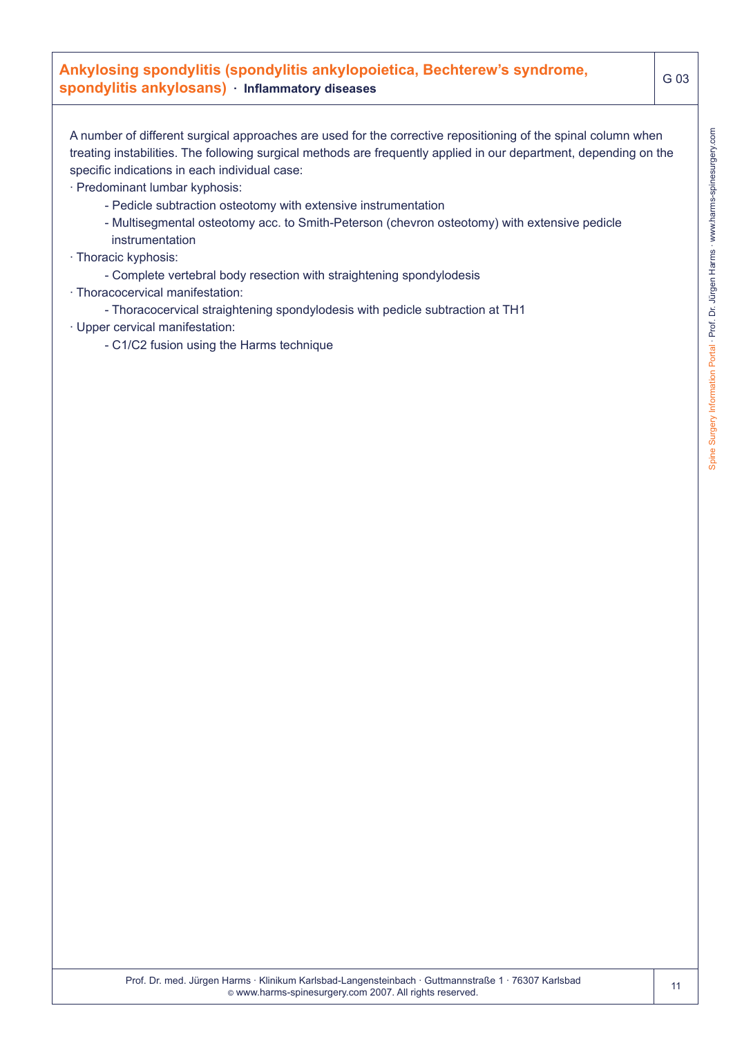## Ankylosing spondylitis (spondylitis ankylopoietica, Bechterew's syndrome, spondylitis ankylosans) · Inflammatory diseases

G 03

A number of different surgical approaches are used for the corrective repositioning of the spinal column when treating instabilities. The following surgical methods are frequently applied in our department, depending on the specific indications in each individual case:

- Predominant lumbar kyphosis:
  - Pedicle subtraction osteotomy with extensive instrumentation
  - Multisegmental osteotomy acc. to Smith-Peterson (chevron osteotomy) with extensive pedicle instrumentation
- Thoracic kyphosis:
  - Complete vertebral body resection with straightening spondylodesis
- Thoracocervical manifestation:
  - Thoracocervical straightening spondylodesis with pedicle subtraction at TH1
- Upper cervical manifestation:
  - C1/C2 fusion using the Harms technique